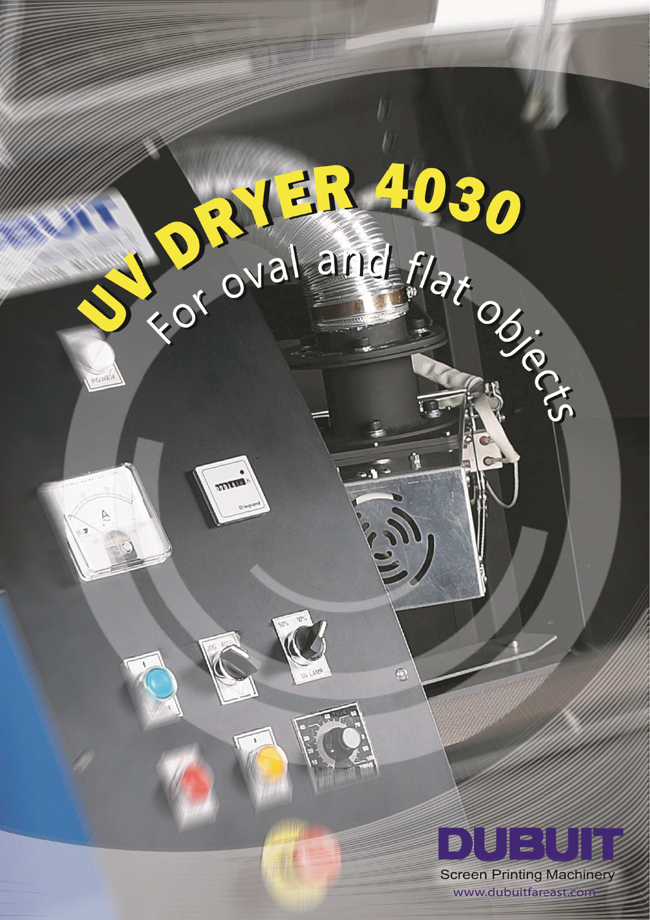# UV DRYER 4030

## For oval and flat objects

DUBUIT
Screen Printing Machinery
www.dubuitfareast.com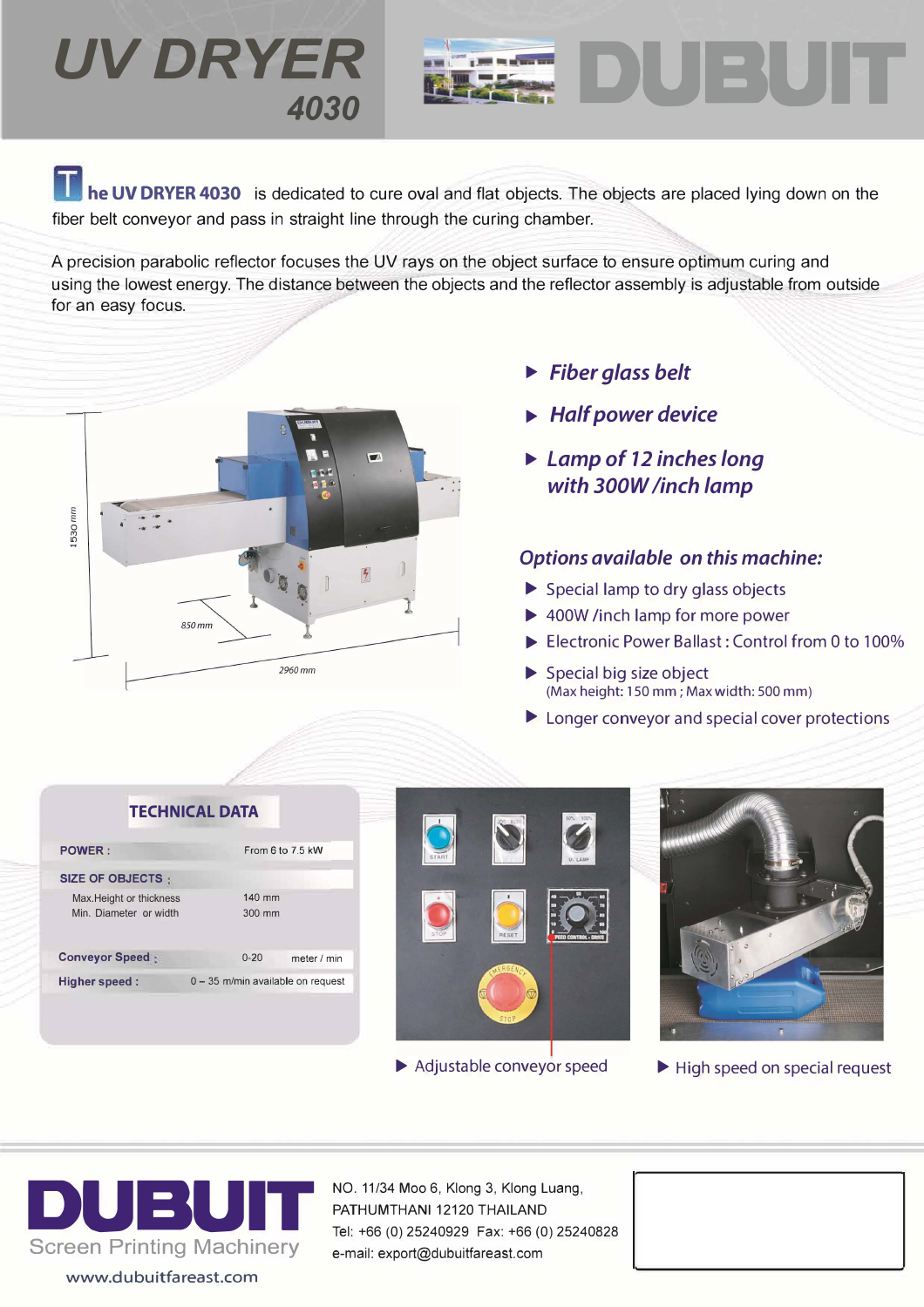# UV DRYER 4030

DUBUIT

The UV DRYER 4030 is dedicated to cure oval and flat objects. The objects are placed lying down on the fiber belt conveyor and pass in straight line through the curing chamber.

A precision parabolic reflector focuses the UV rays on the object surface to ensure optimum curing and using the lowest energy. The distance between the objects and the reflector assembly is adjustable from outside for an easy focus.

1530 mm

850 mm

2960 mm

- *Fiber glass belt*
- *Half power device*
- *Lamp of 12 inches long with 300W /inch lamp*

### *Options available on this machine:*

- Special lamp to dry glass objects
- 400W /inch lamp for more power
- Electronic Power Ballast : Control from 0 to 100%
- Special big size object (Max height: 150 mm ; Max width: 500 mm)
- Longer conveyor and special cover protections

## TECHNICAL DATA

| | | |
|---|---|---|
| **POWER :** | From 6 to 7.5 kW | |
| **SIZE OF OBJECTS :** | | |
| Max.Height or thickness | 140 mm | |
| Min. Diameter or width | 300 mm | |
| **Conveyor Speed :** | 0-20 | meter / min |
| **Higher speed :** | 0 – 35 m/min available on request | |

- Adjustable conveyor speed
- High speed on special request

**DUBUIT**
Screen Printing Machinery
www.dubuitfareast.com

NO. 11/34 Moo 6, Klong 3, Klong Luang,
PATHUMTHANI 12120 THAILAND
Tel: +66 (0) 25240929 Fax: +66 (0) 25240828
e-mail: export@dubuitfareast.com